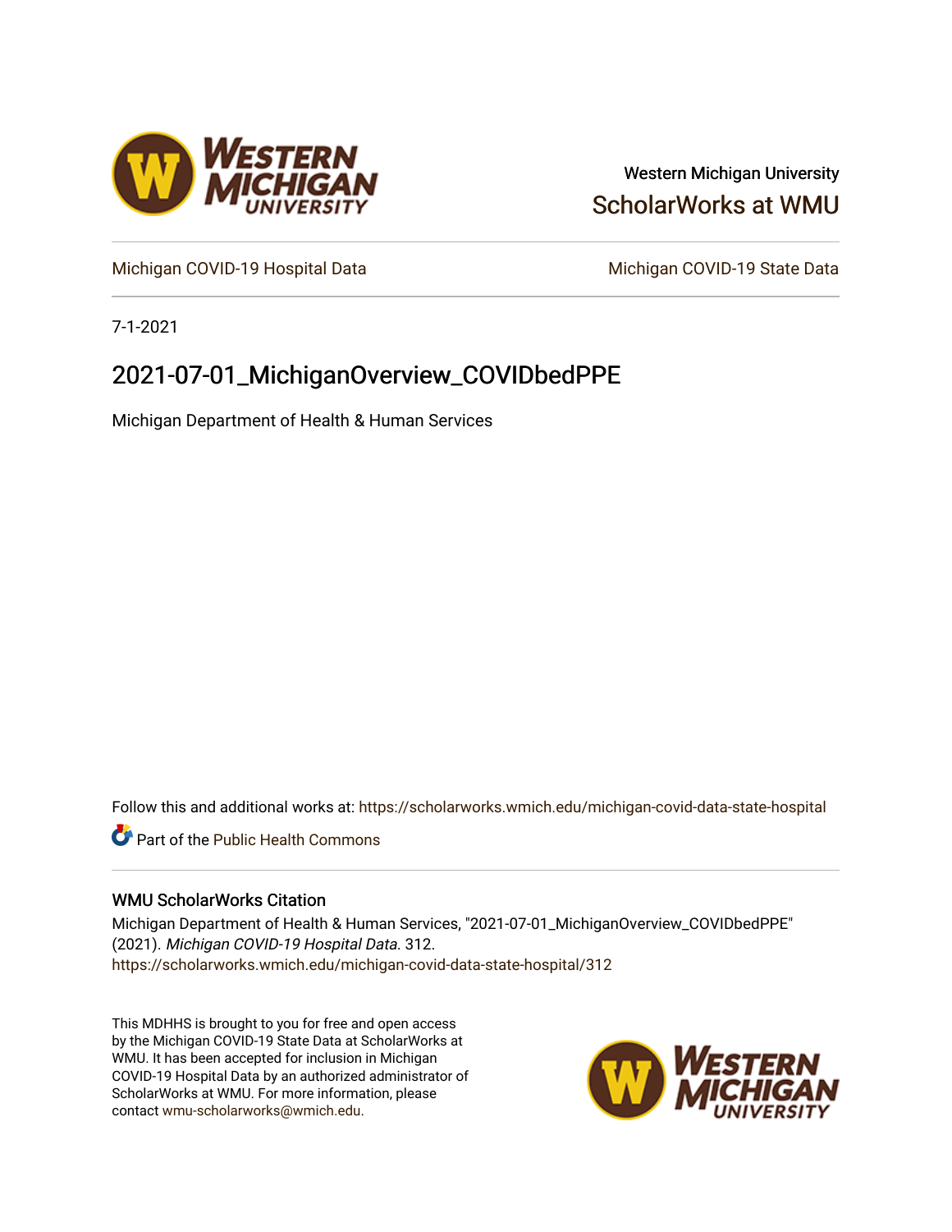Western Michigan University

ScholarWorks at WMU

Michigan COVID-19 Hospital Data

Michigan COVID-19 State Data

7-1-2021

# 2021-07-01_MichiganOverview_COVIDbedPPE

Michigan Department of Health & Human Services

Follow this and additional works at: https://scholarworks.wmich.edu/michigan-covid-data-state-hospital

Part of the Public Health Commons

## WMU ScholarWorks Citation

Michigan Department of Health & Human Services, "2021-07-01_MichiganOverview_COVIDbedPPE" (2021). *Michigan COVID-19 Hospital Data*. 312.
https://scholarworks.wmich.edu/michigan-covid-data-state-hospital/312

This MDHHS is brought to you for free and open access by the Michigan COVID-19 State Data at ScholarWorks at WMU. It has been accepted for inclusion in Michigan COVID-19 Hospital Data by an authorized administrator of ScholarWorks at WMU. For more information, please contact wmu-scholarworks@wmich.edu.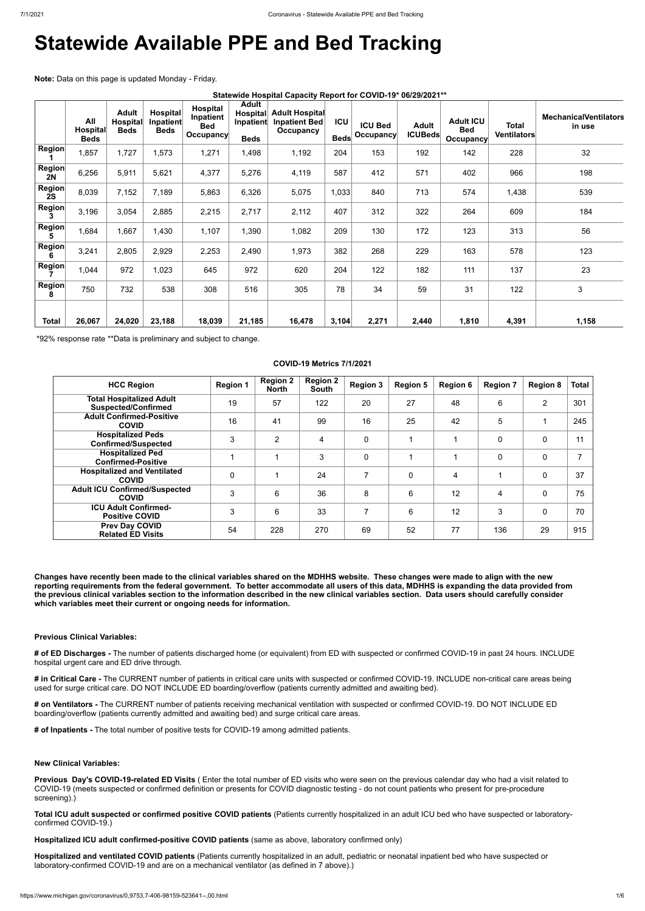# Statewide Available PPE and Bed Tracking

**Note:** Data on this page is updated Monday - Friday.

**Statewide Hospital Capacity Report for COVID-19* 06/29/2021****

| | All Hospital Beds | Adult Hospital Beds | Hospital Inpatient Beds | Hospital Inpatient Bed Occupancy | Adult Hospital Inpatient Beds | Adult Hospital Inpatient Bed Occupancy | ICU Beds | ICU Bed Occupancy | Adult ICUBeds | Adult ICU Bed Occupancy | Total Ventilators | MechanicalVentilators in use |
|---|---|---|---|---|---|---|---|---|---|---|---|---|
| Region 1 | 1,857 | 1,727 | 1,573 | 1,271 | 1,498 | 1,192 | 204 | 153 | 192 | 142 | 228 | 32 |
| Region 2N | 6,256 | 5,911 | 5,621 | 4,377 | 5,276 | 4,119 | 587 | 412 | 571 | 402 | 966 | 198 |
| Region 2S | 8,039 | 7,152 | 7,189 | 5,863 | 6,326 | 5,075 | 1,033 | 840 | 713 | 574 | 1,438 | 539 |
| Region 3 | 3,196 | 3,054 | 2,885 | 2,215 | 2,717 | 2,112 | 407 | 312 | 322 | 264 | 609 | 184 |
| Region 5 | 1,684 | 1,667 | 1,430 | 1,107 | 1,390 | 1,082 | 209 | 130 | 172 | 123 | 313 | 56 |
| Region 6 | 3,241 | 2,805 | 2,929 | 2,253 | 2,490 | 1,973 | 382 | 268 | 229 | 163 | 578 | 123 |
| Region 7 | 1,044 | 972 | 1,023 | 645 | 972 | 620 | 204 | 122 | 182 | 111 | 137 | 23 |
| Region 8 | 750 | 732 | 538 | 308 | 516 | 305 | 78 | 34 | 59 | 31 | 122 | 3 |
| **Total** | **26,067** | **24,020** | **23,188** | **18,039** | **21,185** | **16,478** | **3,104** | **2,271** | **2,440** | **1,810** | **4,391** | **1,158** |

*92% response rate **Data is preliminary and subject to change.

**COVID-19 Metrics 7/1/2021**

| HCC Region | Region 1 | Region 2 North | Region 2 South | Region 3 | Region 5 | Region 6 | Region 7 | Region 8 | Total |
|---|---|---|---|---|---|---|---|---|---|
| Total Hospitalized Adult Suspected/Confirmed | 19 | 57 | 122 | 20 | 27 | 48 | 6 | 2 | 301 |
| Adult Confirmed-Positive COVID | 16 | 41 | 99 | 16 | 25 | 42 | 5 | 1 | 245 |
| Hospitalized Peds Confirmed/Suspected | 3 | 2 | 4 | 0 | 1 | 1 | 0 | 0 | 11 |
| Hospitalized Ped Confirmed-Positive | 1 | 1 | 3 | 0 | 1 | 1 | 0 | 0 | 7 |
| Hospitalized and Ventilated COVID | 0 | 1 | 24 | 7 | 0 | 4 | 1 | 0 | 37 |
| Adult ICU Confirmed/Suspected COVID | 3 | 6 | 36 | 8 | 6 | 12 | 4 | 0 | 75 |
| ICU Adult Confirmed-Positive COVID | 3 | 6 | 33 | 7 | 6 | 12 | 3 | 0 | 70 |
| Prev Day COVID Related ED Visits | 54 | 228 | 270 | 69 | 52 | 77 | 136 | 29 | 915 |

**Changes have recently been made to the clinical variables shared on the MDHHS website. These changes were made to align with the new reporting requirements from the federal government. To better accommodate all users of this data, MDHHS is expanding the data provided from the previous clinical variables section to the information described in the new clinical variables section. Data users should carefully consider which variables meet their current or ongoing needs for information.**

**Previous Clinical Variables:**

**# of ED Discharges -** The number of patients discharged home (or equivalent) from ED with suspected or confirmed COVID-19 in past 24 hours. INCLUDE hospital urgent care and ED drive through.

**# in Critical Care -** The CURRENT number of patients in critical care units with suspected or confirmed COVID-19. INCLUDE non-critical care areas being used for surge critical care. DO NOT INCLUDE ED boarding/overflow (patients currently admitted and awaiting bed).

**# on Ventilators -** The CURRENT number of patients receiving mechanical ventilation with suspected or confirmed COVID-19. DO NOT INCLUDE ED boarding/overflow (patients currently admitted and awaiting bed) and surge critical care areas.

**# of Inpatients -** The total number of positive tests for COVID-19 among admitted patients.

**New Clinical Variables:**

**Previous Day's COVID-19-related ED Visits** ( Enter the total number of ED visits who were seen on the previous calendar day who had a visit related to COVID-19 (meets suspected or confirmed definition or presents for COVID diagnostic testing - do not count patients who present for pre-procedure screening).)

**Total ICU adult suspected or confirmed positive COVID patients** (Patients currently hospitalized in an adult ICU bed who have suspected or laboratory-confirmed COVID-19.)

**Hospitalized ICU adult confirmed-positive COVID patients** (same as above, laboratory confirmed only)

**Hospitalized and ventilated COVID patients** (Patients currently hospitalized in an adult, pediatric or neonatal inpatient bed who have suspected or laboratory-confirmed COVID-19 and are on a mechanical ventilator (as defined in 7 above).)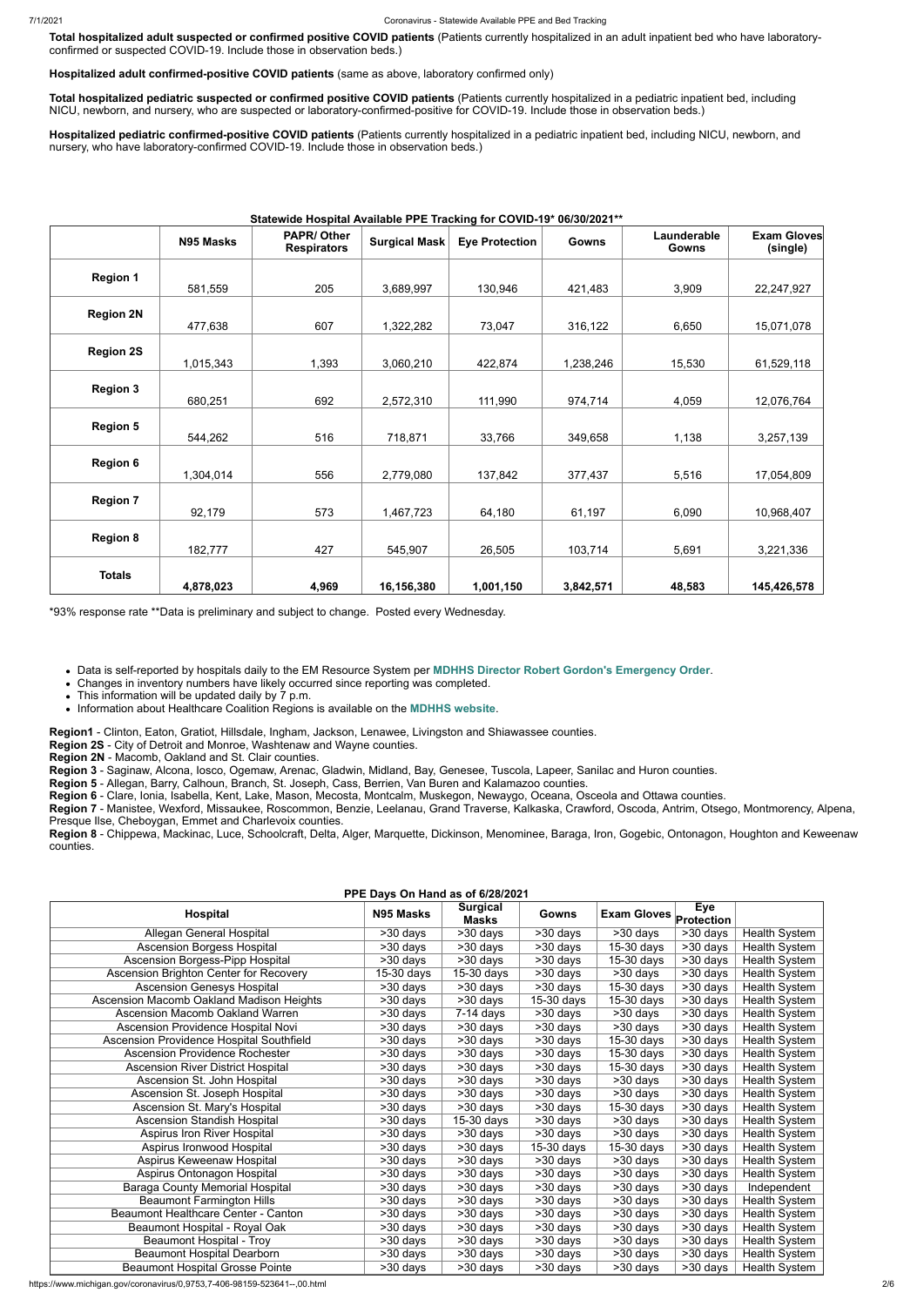**Total hospitalized adult suspected or confirmed positive COVID patients** (Patients currently hospitalized in an adult inpatient bed who have laboratory-confirmed or suspected COVID-19. Include those in observation beds.)

**Hospitalized adult confirmed-positive COVID patients** (same as above, laboratory confirmed only)

**Total hospitalized pediatric suspected or confirmed positive COVID patients** (Patients currently hospitalized in a pediatric inpatient bed, including NICU, newborn, and nursery, who are suspected or laboratory-confirmed-positive for COVID-19. Include those in observation beds.)

**Hospitalized pediatric confirmed-positive COVID patients** (Patients currently hospitalized in a pediatric inpatient bed, including NICU, newborn, and nursery, who have laboratory-confirmed COVID-19. Include those in observation beds.)

**Statewide Hospital Available PPE Tracking for COVID-19* 06/30/2021****

| | N95 Masks | PAPR/ Other Respirators | Surgical Mask | Eye Protection | Gowns | Launderable Gowns | Exam Gloves (single) |
|---|---|---|---|---|---|---|---|
| **Region 1** | 581,559 | 205 | 3,689,997 | 130,946 | 421,483 | 3,909 | 22,247,927 |
| **Region 2N** | 477,638 | 607 | 1,322,282 | 73,047 | 316,122 | 6,650 | 15,071,078 |
| **Region 2S** | 1,015,343 | 1,393 | 3,060,210 | 422,874 | 1,238,246 | 15,530 | 61,529,118 |
| **Region 3** | 680,251 | 692 | 2,572,310 | 111,990 | 974,714 | 4,059 | 12,076,764 |
| **Region 5** | 544,262 | 516 | 718,871 | 33,766 | 349,658 | 1,138 | 3,257,139 |
| **Region 6** | 1,304,014 | 556 | 2,779,080 | 137,842 | 377,437 | 5,516 | 17,054,809 |
| **Region 7** | 92,179 | 573 | 1,467,723 | 64,180 | 61,197 | 6,090 | 10,968,407 |
| **Region 8** | 182,777 | 427 | 545,907 | 26,505 | 103,714 | 5,691 | 3,221,336 |
| **Totals** | **4,878,023** | **4,969** | **16,156,380** | **1,001,150** | **3,842,571** | **48,583** | **145,426,578** |

*93% response rate **Data is preliminary and subject to change. Posted every Wednesday.

- Data is self-reported by hospitals daily to the EM Resource System per **MDHHS Director Robert Gordon's Emergency Order**.
- Changes in inventory numbers have likely occurred since reporting was completed.
- This information will be updated daily by 7 p.m.
- Information about Healthcare Coalition Regions is available on the **MDHHS website**.

**Region1** - Clinton, Eaton, Gratiot, Hillsdale, Ingham, Jackson, Lenawee, Livingston and Shiawassee counties.
**Region 2S** - City of Detroit and Monroe, Washtenaw and Wayne counties.
**Region 2N** - Macomb, Oakland and St. Clair counties.
**Region 3** - Saginaw, Alcona, Iosco, Ogemaw, Arenac, Gladwin, Midland, Bay, Genesee, Tuscola, Lapeer, Sanilac and Huron counties.
**Region 5** - Allegan, Barry, Calhoun, Branch, St. Joseph, Cass, Berrien, Van Buren and Kalamazoo counties.
**Region 6** - Clare, Ionia, Isabella, Kent, Lake, Mason, Mecosta, Montcalm, Muskegon, Newaygo, Oceana, Osceola and Ottawa counties.
**Region 7** - Manistee, Wexford, Missaukee, Roscommon, Benzie, Leelanau, Grand Traverse, Kalkaska, Crawford, Oscoda, Antrim, Otsego, Montmorency, Alpena, Presque Ilse, Cheboygan, Emmet and Charlevoix counties.
**Region 8** - Chippewa, Mackinac, Luce, Schoolcraft, Delta, Alger, Marquette, Dickinson, Menominee, Baraga, Iron, Gogebic, Ontonagon, Houghton and Keweenaw counties.

**PPE Days On Hand as of 6/28/2021**

| Hospital | N95 Masks | Surgical Masks | Gowns | Exam Gloves | Eye Protection | |
|---|---|---|---|---|---|---|
| Allegan General Hospital | >30 days | >30 days | >30 days | >30 days | >30 days | Health System |
| Ascension Borgess Hospital | >30 days | >30 days | >30 days | 15-30 days | >30 days | Health System |
| Ascension Borgess-Pipp Hospital | >30 days | >30 days | >30 days | 15-30 days | >30 days | Health System |
| Ascension Brighton Center for Recovery | 15-30 days | 15-30 days | >30 days | >30 days | >30 days | Health System |
| Ascension Genesys Hospital | >30 days | >30 days | >30 days | 15-30 days | >30 days | Health System |
| Ascension Macomb Oakland Madison Heights | >30 days | >30 days | 15-30 days | 15-30 days | >30 days | Health System |
| Ascension Macomb Oakland Warren | >30 days | 7-14 days | >30 days | >30 days | >30 days | Health System |
| Ascension Providence Hospital Novi | >30 days | >30 days | >30 days | >30 days | >30 days | Health System |
| Ascension Providence Hospital Southfield | >30 days | >30 days | >30 days | 15-30 days | >30 days | Health System |
| Ascension Providence Rochester | >30 days | >30 days | >30 days | 15-30 days | >30 days | Health System |
| Ascension River District Hospital | >30 days | >30 days | >30 days | 15-30 days | >30 days | Health System |
| Ascension St. John Hospital | >30 days | >30 days | >30 days | >30 days | >30 days | Health System |
| Ascension St. Joseph Hospital | >30 days | >30 days | >30 days | >30 days | >30 days | Health System |
| Ascension St. Mary's Hospital | >30 days | >30 days | >30 days | 15-30 days | >30 days | Health System |
| Ascension Standish Hospital | >30 days | 15-30 days | >30 days | >30 days | >30 days | Health System |
| Aspirus Iron River Hospital | >30 days | >30 days | >30 days | >30 days | >30 days | Health System |
| Aspirus Ironwood Hospital | >30 days | >30 days | 15-30 days | 15-30 days | >30 days | Health System |
| Aspirus Keweenaw Hospital | >30 days | >30 days | >30 days | >30 days | >30 days | Health System |
| Aspirus Ontonagon Hospital | >30 days | >30 days | >30 days | >30 days | >30 days | Health System |
| Baraga County Memorial Hospital | >30 days | >30 days | >30 days | >30 days | >30 days | Independent |
| Beaumont Farmington Hills | >30 days | >30 days | >30 days | >30 days | >30 days | Health System |
| Beaumont Healthcare Center - Canton | >30 days | >30 days | >30 days | >30 days | >30 days | Health System |
| Beaumont Hospital - Royal Oak | >30 days | >30 days | >30 days | >30 days | >30 days | Health System |
| Beaumont Hospital - Troy | >30 days | >30 days | >30 days | >30 days | >30 days | Health System |
| Beaumont Hospital Dearborn | >30 days | >30 days | >30 days | >30 days | >30 days | Health System |
| Beaumont Hospital Grosse Pointe | >30 days | >30 days | >30 days | >30 days | >30 days | Health System |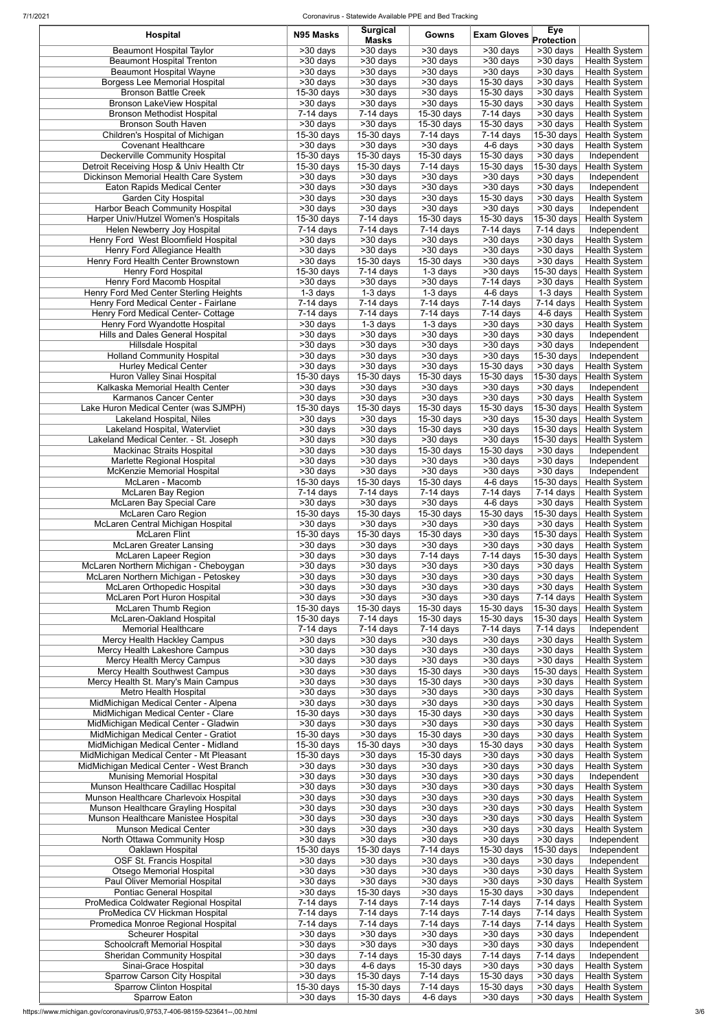| Hospital | N95 Masks | Surgical Masks | Gowns | Exam Gloves | Eye Protection | |
|---|---|---|---|---|---|---|
| Beaumont Hospital Taylor | >30 days | >30 days | >30 days | >30 days | >30 days | Health System |
| Beaumont Hospital Trenton | >30 days | >30 days | >30 days | >30 days | >30 days | Health System |
| Beaumont Hospital Wayne | >30 days | >30 days | >30 days | >30 days | >30 days | Health System |
| Borgess Lee Memorial Hospital | >30 days | >30 days | >30 days | 15-30 days | >30 days | Health System |
| Bronson Battle Creek | 15-30 days | >30 days | >30 days | 15-30 days | >30 days | Health System |
| Bronson LakeView Hospital | >30 days | >30 days | >30 days | 15-30 days | >30 days | Health System |
| Bronson Methodist Hospital | 7-14 days | 7-14 days | 15-30 days | 7-14 days | >30 days | Health System |
| Bronson South Haven | >30 days | >30 days | 15-30 days | 15-30 days | >30 days | Health System |
| Children's Hospital of Michigan | 15-30 days | 15-30 days | 7-14 days | 7-14 days | 15-30 days | Health System |
| Covenant Healthcare | >30 days | >30 days | >30 days | 4-6 days | >30 days | Health System |
| Deckerville Community Hospital | 15-30 days | 15-30 days | 15-30 days | 15-30 days | >30 days | Independent |
| Detroit Receiving Hosp & Univ Health Ctr | 15-30 days | 15-30 days | 7-14 days | 15-30 days | 15-30 days | Health System |
| Dickinson Memorial Health Care System | >30 days | >30 days | >30 days | >30 days | >30 days | Independent |
| Eaton Rapids Medical Center | >30 days | >30 days | >30 days | >30 days | >30 days | Independent |
| Garden City Hospital | >30 days | >30 days | >30 days | 15-30 days | >30 days | Health System |
| Harbor Beach Community Hospital | >30 days | >30 days | >30 days | >30 days | >30 days | Independent |
| Harper Univ/Hutzel Women's Hospitals | 15-30 days | 7-14 days | 15-30 days | 15-30 days | 15-30 days | Health System |
| Helen Newberry Joy Hospital | 7-14 days | 7-14 days | 7-14 days | 7-14 days | 7-14 days | Independent |
| Henry Ford West Bloomfield Hospital | >30 days | >30 days | >30 days | >30 days | >30 days | Health System |
| Henry Ford Allegiance Health | >30 days | >30 days | >30 days | >30 days | >30 days | Health System |
| Henry Ford Health Center Brownstown | >30 days | 15-30 days | 15-30 days | >30 days | >30 days | Health System |
| Henry Ford Hospital | 15-30 days | 7-14 days | 1-3 days | >30 days | 15-30 days | Health System |
| Henry Ford Macomb Hospital | >30 days | >30 days | >30 days | 7-14 days | >30 days | Health System |
| Henry Ford Med Center Sterling Heights | 1-3 days | 1-3 days | 1-3 days | 4-6 days | 1-3 days | Health System |
| Henry Ford Medical Center - Fairlane | 7-14 days | 7-14 days | 7-14 days | 7-14 days | 7-14 days | Health System |
| Henry Ford Medical Center- Cottage | 7-14 days | 7-14 days | 7-14 days | 7-14 days | 4-6 days | Health System |
| Henry Ford Wyandotte Hospital | >30 days | 1-3 days | 1-3 days | >30 days | >30 days | Health System |
| Hills and Dales General Hospital | >30 days | >30 days | >30 days | >30 days | >30 days | Independent |
| Hillsdale Hospital | >30 days | >30 days | >30 days | >30 days | >30 days | Independent |
| Holland Community Hospital | >30 days | >30 days | >30 days | >30 days | 15-30 days | Independent |
| Hurley Medical Center | >30 days | >30 days | >30 days | 15-30 days | >30 days | Health System |
| Huron Valley Sinai Hospital | 15-30 days | 15-30 days | 15-30 days | 15-30 days | 15-30 days | Health System |
| Kalkaska Memorial Health Center | >30 days | >30 days | >30 days | >30 days | >30 days | Independent |
| Karmanos Cancer Center | >30 days | >30 days | >30 days | >30 days | >30 days | Health System |
| Lake Huron Medical Center (was SJMPH) | 15-30 days | 15-30 days | 15-30 days | 15-30 days | 15-30 days | Health System |
| Lakeland Hospital, Niles | >30 days | >30 days | 15-30 days | >30 days | 15-30 days | Health System |
| Lakeland Hospital, Watervliet | >30 days | >30 days | 15-30 days | >30 days | 15-30 days | Health System |
| Lakeland Medical Center. - St. Joseph | >30 days | >30 days | >30 days | >30 days | 15-30 days | Health System |
| Mackinac Straits Hospital | >30 days | >30 days | 15-30 days | 15-30 days | >30 days | Independent |
| Marlette Regional Hospital | >30 days | >30 days | >30 days | >30 days | >30 days | Independent |
| McKenzie Memorial Hospital | >30 days | >30 days | >30 days | >30 days | >30 days | Independent |
| McLaren - Macomb | 15-30 days | 15-30 days | 15-30 days | 4-6 days | 15-30 days | Health System |
| McLaren Bay Region | 7-14 days | 7-14 days | 7-14 days | 7-14 days | 7-14 days | Health System |
| McLaren Bay Special Care | >30 days | >30 days | >30 days | 4-6 days | >30 days | Health System |
| McLaren Caro Region | 15-30 days | 15-30 days | 15-30 days | 15-30 days | 15-30 days | Health System |
| McLaren Central Michigan Hospital | >30 days | >30 days | >30 days | >30 days | >30 days | Health System |
| McLaren Flint | 15-30 days | 15-30 days | 15-30 days | >30 days | 15-30 days | Health System |
| McLaren Greater Lansing | >30 days | >30 days | >30 days | >30 days | >30 days | Health System |
| McLaren Lapeer Region | >30 days | >30 days | 7-14 days | 7-14 days | 15-30 days | Health System |
| McLaren Northern Michigan - Cheboygan | >30 days | >30 days | >30 days | >30 days | >30 days | Health System |
| McLaren Northern Michigan - Petoskey | >30 days | >30 days | >30 days | >30 days | >30 days | Health System |
| McLaren Orthopedic Hospital | >30 days | >30 days | >30 days | >30 days | >30 days | Health System |
| McLaren Port Huron Hospital | >30 days | >30 days | >30 days | >30 days | 7-14 days | Health System |
| McLaren Thumb Region | 15-30 days | 15-30 days | 15-30 days | 15-30 days | 15-30 days | Health System |
| McLaren-Oakland Hospital | 15-30 days | 7-14 days | 15-30 days | 15-30 days | 15-30 days | Health System |
| Memorial Healthcare | 7-14 days | 7-14 days | 7-14 days | 7-14 days | 7-14 days | Independent |
| Mercy Health Hackley Campus | >30 days | >30 days | >30 days | >30 days | >30 days | Health System |
| Mercy Health Lakeshore Campus | >30 days | >30 days | >30 days | >30 days | >30 days | Health System |
| Mercy Health Mercy Campus | >30 days | >30 days | >30 days | >30 days | >30 days | Health System |
| Mercy Health Southwest Campus | >30 days | >30 days | 15-30 days | >30 days | 15-30 days | Health System |
| Mercy Health St. Mary's Main Campus | >30 days | >30 days | 15-30 days | >30 days | >30 days | Health System |
| Metro Health Hospital | >30 days | >30 days | >30 days | >30 days | >30 days | Health System |
| MidMichigan Medical Center - Alpena | >30 days | >30 days | >30 days | >30 days | >30 days | Health System |
| MidMichigan Medical Center - Clare | 15-30 days | >30 days | 15-30 days | >30 days | >30 days | Health System |
| MidMichigan Medical Center - Gladwin | >30 days | >30 days | >30 days | >30 days | >30 days | Health System |
| MidMichigan Medical Center - Gratiot | 15-30 days | >30 days | 15-30 days | >30 days | >30 days | Health System |
| MidMichigan Medical Center - Midland | 15-30 days | 15-30 days | >30 days | 15-30 days | >30 days | Health System |
| MidMichigan Medical Center - Mt Pleasant | 15-30 days | >30 days | 15-30 days | >30 days | >30 days | Health System |
| MidMichigan Medical Center - West Branch | >30 days | >30 days | >30 days | >30 days | >30 days | Health System |
| Munising Memorial Hospital | >30 days | >30 days | >30 days | >30 days | >30 days | Independent |
| Munson Healthcare Cadillac Hospital | >30 days | >30 days | >30 days | >30 days | >30 days | Health System |
| Munson Healthcare Charlevoix Hospital | >30 days | >30 days | >30 days | >30 days | >30 days | Health System |
| Munson Healthcare Grayling Hospital | >30 days | >30 days | >30 days | >30 days | >30 days | Health System |
| Munson Healthcare Manistee Hospital | >30 days | >30 days | >30 days | >30 days | >30 days | Health System |
| Munson Medical Center | >30 days | >30 days | >30 days | >30 days | >30 days | Health System |
| North Ottawa Community Hosp | >30 days | >30 days | >30 days | >30 days | >30 days | Independent |
| Oaklawn Hospital | 15-30 days | 15-30 days | 7-14 days | 15-30 days | 15-30 days | Independent |
| OSF St. Francis Hospital | >30 days | >30 days | >30 days | >30 days | >30 days | Independent |
| Otsego Memorial Hospital | >30 days | >30 days | >30 days | >30 days | >30 days | Health System |
| Paul Oliver Memorial Hospital | >30 days | >30 days | >30 days | >30 days | >30 days | Health System |
| Pontiac General Hospital | >30 days | 15-30 days | >30 days | 15-30 days | >30 days | Independent |
| ProMedica Coldwater Regional Hospital | 7-14 days | 7-14 days | 7-14 days | 7-14 days | 7-14 days | Health System |
| ProMedica CV Hickman Hospital | 7-14 days | 7-14 days | 7-14 days | 7-14 days | 7-14 days | Health System |
| Promedica Monroe Regional Hospital | 7-14 days | 7-14 days | 7-14 days | 7-14 days | 7-14 days | Health System |
| Scheurer Hospital | >30 days | >30 days | >30 days | >30 days | >30 days | Independent |
| Schoolcraft Memorial Hospital | >30 days | >30 days | >30 days | >30 days | >30 days | Independent |
| Sheridan Community Hospital | >30 days | 7-14 days | 15-30 days | 7-14 days | 7-14 days | Independent |
| Sinai-Grace Hospital | >30 days | 4-6 days | 15-30 days | >30 days | >30 days | Health System |
| Sparrow Carson City Hospital | >30 days | 15-30 days | 7-14 days | 15-30 days | >30 days | Health System |
| Sparrow Clinton Hospital | 15-30 days | 15-30 days | 7-14 days | 15-30 days | >30 days | Health System |
| Sparrow Eaton | >30 days | 15-30 days | 4-6 days | >30 days | >30 days | Health System |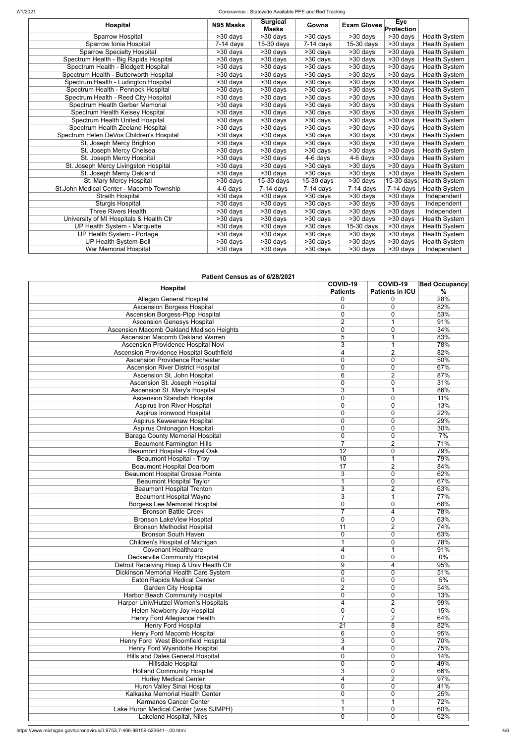| Hospital | N95 Masks | Surgical Masks | Gowns | Exam Gloves | Eye Protection | |
|---|---|---|---|---|---|---|
| Sparrow Hospital | >30 days | >30 days | >30 days | >30 days | >30 days | Health System |
| Sparrow Ionia Hospital | 7-14 days | 15-30 days | 7-14 days | 15-30 days | >30 days | Health System |
| Sparrow Specialty Hospital | >30 days | >30 days | >30 days | >30 days | >30 days | Health System |
| Spectrum Health - Big Rapids Hospital | >30 days | >30 days | >30 days | >30 days | >30 days | Health System |
| Spectrum Health - Blodgett Hospital | >30 days | >30 days | >30 days | >30 days | >30 days | Health System |
| Spectrum Health - Butterworth Hospital | >30 days | >30 days | >30 days | >30 days | >30 days | Health System |
| Spectrum Health - Ludington Hospital | >30 days | >30 days | >30 days | >30 days | >30 days | Health System |
| Spectrum Health - Pennock Hospital | >30 days | >30 days | >30 days | >30 days | >30 days | Health System |
| Spectrum Health - Reed City Hospital | >30 days | >30 days | >30 days | >30 days | >30 days | Health System |
| Spectrum Health Gerber Memorial | >30 days | >30 days | >30 days | >30 days | >30 days | Health System |
| Spectrum Health Kelsey Hospital | >30 days | >30 days | >30 days | >30 days | >30 days | Health System |
| Spectrum Health United Hospital | >30 days | >30 days | >30 days | >30 days | >30 days | Health System |
| Spectrum Health Zeeland Hospital | >30 days | >30 days | >30 days | >30 days | >30 days | Health System |
| Spectrum Helen DeVos Children's Hospital | >30 days | >30 days | >30 days | >30 days | >30 days | Health System |
| St. Joseph Mercy Brighton | >30 days | >30 days | >30 days | >30 days | >30 days | Health System |
| St. Joseph Mercy Chelsea | >30 days | >30 days | >30 days | >30 days | >30 days | Health System |
| St. Joseph Mercy Hospital | >30 days | >30 days | 4-6 days | 4-6 days | >30 days | Health System |
| St. Joseph Mercy Livingston Hospital | >30 days | >30 days | >30 days | >30 days | >30 days | Health System |
| St. Joseph Mercy Oakland | >30 days | >30 days | >30 days | >30 days | >30 days | Health System |
| St. Mary Mercy Hospital | >30 days | 15-30 days | 15-30 days | >30 days | 15-30 days | Health System |
| St.John Medical Center - Macomb Township | 4-6 days | 7-14 days | 7-14 days | 7-14 days | 7-14 days | Health System |
| Straith Hospital | >30 days | >30 days | >30 days | >30 days | >30 days | Independent |
| Sturgis Hospital | >30 days | >30 days | >30 days | >30 days | >30 days | Independent |
| Three Rivers Health | >30 days | >30 days | >30 days | >30 days | >30 days | Independent |
| University of MI Hospitals & Health Ctr | >30 days | >30 days | >30 days | >30 days | >30 days | Health System |
| UP Health System - Marquette | >30 days | >30 days | >30 days | 15-30 days | >30 days | Health System |
| UP Health System - Portage | >30 days | >30 days | >30 days | >30 days | >30 days | Health System |
| UP Health System-Bell | >30 days | >30 days | >30 days | >30 days | >30 days | Health System |
| War Memorial Hospital | >30 days | >30 days | >30 days | >30 days | >30 days | Independent |

**Patient Census as of 6/28/2021**

| Hospital | COVID-19 Patients | COVID-19 Patients in ICU | Bed Occupancy % |
|---|---|---|---|
| Allegan General Hospital | 0 | 0 | 28% |
| Ascension Borgess Hospital | 0 | 0 | 82% |
| Ascension Borgess-Pipp Hospital | 0 | 0 | 53% |
| Ascension Genesys Hospital | 2 | 1 | 91% |
| Ascension Macomb Oakland Madison Heights | 0 | 0 | 34% |
| Ascension Macomb Oakland Warren | 5 | 1 | 83% |
| Ascension Providence Hospital Novi | 3 | 1 | 78% |
| Ascension Providence Hospital Southfield | 4 | 2 | 82% |
| Ascension Providence Rochester | 0 | 0 | 50% |
| Ascension River District Hospital | 0 | 0 | 67% |
| Ascension St. John Hospital | 6 | 2 | 87% |
| Ascension St. Joseph Hospital | 0 | 0 | 31% |
| Ascension St. Mary's Hospital | 3 | 1 | 86% |
| Ascension Standish Hospital | 0 | 0 | 11% |
| Aspirus Iron River Hospital | 0 | 0 | 13% |
| Aspirus Ironwood Hospital | 0 | 0 | 22% |
| Aspirus Keweenaw Hospital | 0 | 0 | 29% |
| Aspirus Ontonagon Hospital | 0 | 0 | 30% |
| Baraga County Memorial Hospital | 0 | 0 | 7% |
| Beaumont Farmington Hills | 7 | 2 | 71% |
| Beaumont Hospital - Royal Oak | 12 | 0 | 79% |
| Beaumont Hospital - Troy | 10 | 1 | 79% |
| Beaumont Hospital Dearborn | 17 | 2 | 84% |
| Beaumont Hospital Grosse Pointe | 3 | 0 | 62% |
| Beaumont Hospital Taylor | 1 | 0 | 67% |
| Beaumont Hospital Trenton | 3 | 2 | 63% |
| Beaumont Hospital Wayne | 3 | 1 | 77% |
| Borgess Lee Memorial Hospital | 0 | 0 | 68% |
| Bronson Battle Creek | 7 | 4 | 78% |
| Bronson LakeView Hospital | 0 | 0 | 63% |
| Bronson Methodist Hospital | 11 | 2 | 74% |
| Bronson South Haven | 0 | 0 | 63% |
| Children's Hospital of Michigan | 1 | 0 | 78% |
| Covenant Healthcare | 4 | 1 | 91% |
| Deckerville Community Hospital | 0 | 0 | 0% |
| Detroit Receiving Hosp & Univ Health Ctr | 9 | 4 | 95% |
| Dickinson Memorial Health Care System | 0 | 0 | 51% |
| Eaton Rapids Medical Center | 0 | 0 | 5% |
| Garden City Hospital | 2 | 0 | 54% |
| Harbor Beach Community Hospital | 0 | 0 | 13% |
| Harper Univ/Hutzel Women's Hospitals | 4 | 2 | 99% |
| Helen Newberry Joy Hospital | 0 | 0 | 15% |
| Henry Ford Allegiance Health | 7 | 2 | 64% |
| Henry Ford Hospital | 21 | 8 | 82% |
| Henry Ford Macomb Hospital | 6 | 0 | 95% |
| Henry Ford West Bloomfield Hospital | 3 | 0 | 70% |
| Henry Ford Wyandotte Hospital | 4 | 0 | 75% |
| Hills and Dales General Hospital | 0 | 0 | 14% |
| Hillsdale Hospital | 0 | 0 | 49% |
| Holland Community Hospital | 3 | 0 | 66% |
| Hurley Medical Center | 4 | 2 | 97% |
| Huron Valley Sinai Hospital | 0 | 0 | 41% |
| Kalkaska Memorial Health Center | 0 | 0 | 25% |
| Karmanos Cancer Center | 1 | 1 | 72% |
| Lake Huron Medical Center (was SJMPH) | 1 | 0 | 60% |
| Lakeland Hospital, Niles | 0 | 0 | 62% |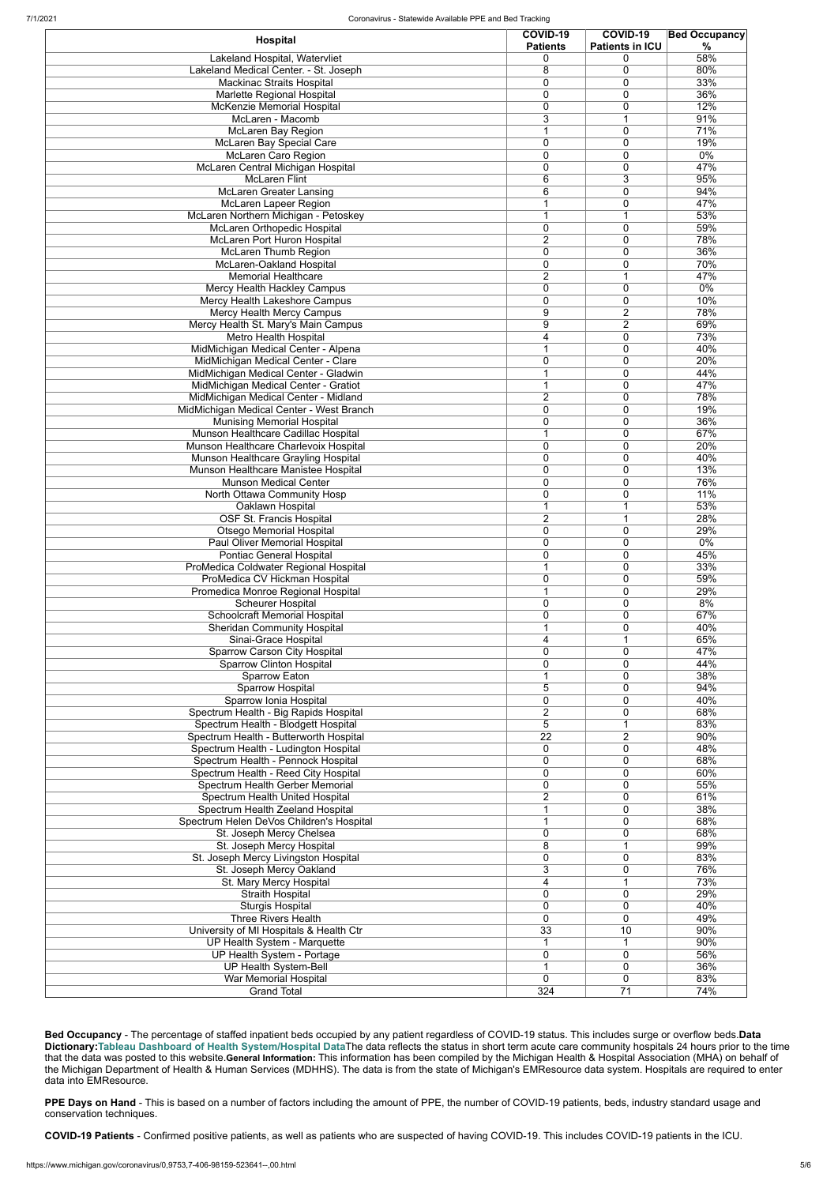| Hospital | COVID-19 Patients | COVID-19 Patients in ICU | Bed Occupancy % |
|---|---|---|---|
| Lakeland Hospital, Watervliet | 0 | 0 | 58% |
| Lakeland Medical Center. - St. Joseph | 8 | 0 | 80% |
| Mackinac Straits Hospital | 0 | 0 | 33% |
| Marlette Regional Hospital | 0 | 0 | 36% |
| McKenzie Memorial Hospital | 0 | 0 | 12% |
| McLaren - Macomb | 3 | 1 | 91% |
| McLaren Bay Region | 1 | 0 | 71% |
| McLaren Bay Special Care | 0 | 0 | 19% |
| McLaren Caro Region | 0 | 0 | 0% |
| McLaren Central Michigan Hospital | 0 | 0 | 47% |
| McLaren Flint | 6 | 3 | 95% |
| McLaren Greater Lansing | 6 | 0 | 94% |
| McLaren Lapeer Region | 1 | 0 | 47% |
| McLaren Northern Michigan - Petoskey | 1 | 1 | 53% |
| McLaren Orthopedic Hospital | 0 | 0 | 59% |
| McLaren Port Huron Hospital | 2 | 0 | 78% |
| McLaren Thumb Region | 0 | 0 | 36% |
| McLaren-Oakland Hospital | 0 | 0 | 70% |
| Memorial Healthcare | 2 | 1 | 47% |
| Mercy Health Hackley Campus | 0 | 0 | 0% |
| Mercy Health Lakeshore Campus | 0 | 0 | 10% |
| Mercy Health Mercy Campus | 9 | 2 | 78% |
| Mercy Health St. Mary's Main Campus | 9 | 2 | 69% |
| Metro Health Hospital | 4 | 0 | 73% |
| MidMichigan Medical Center - Alpena | 1 | 0 | 40% |
| MidMichigan Medical Center - Clare | 0 | 0 | 20% |
| MidMichigan Medical Center - Gladwin | 1 | 0 | 44% |
| MidMichigan Medical Center - Gratiot | 1 | 0 | 47% |
| MidMichigan Medical Center - Midland | 2 | 0 | 78% |
| MidMichigan Medical Center - West Branch | 0 | 0 | 19% |
| Munising Memorial Hospital | 0 | 0 | 36% |
| Munson Healthcare Cadillac Hospital | 1 | 0 | 67% |
| Munson Healthcare Charlevoix Hospital | 0 | 0 | 20% |
| Munson Healthcare Grayling Hospital | 0 | 0 | 40% |
| Munson Healthcare Manistee Hospital | 0 | 0 | 13% |
| Munson Medical Center | 0 | 0 | 76% |
| North Ottawa Community Hosp | 0 | 0 | 11% |
| Oaklawn Hospital | 1 | 1 | 53% |
| OSF St. Francis Hospital | 2 | 1 | 28% |
| Otsego Memorial Hospital | 0 | 0 | 29% |
| Paul Oliver Memorial Hospital | 0 | 0 | 0% |
| Pontiac General Hospital | 0 | 0 | 45% |
| ProMedica Coldwater Regional Hospital | 1 | 0 | 33% |
| ProMedica CV Hickman Hospital | 0 | 0 | 59% |
| Promedica Monroe Regional Hospital | 1 | 0 | 29% |
| Scheurer Hospital | 0 | 0 | 8% |
| Schoolcraft Memorial Hospital | 0 | 0 | 67% |
| Sheridan Community Hospital | 1 | 0 | 40% |
| Sinai-Grace Hospital | 4 | 1 | 65% |
| Sparrow Carson City Hospital | 0 | 0 | 47% |
| Sparrow Clinton Hospital | 0 | 0 | 44% |
| Sparrow Eaton | 1 | 0 | 38% |
| Sparrow Hospital | 5 | 0 | 94% |
| Sparrow Ionia Hospital | 0 | 0 | 40% |
| Spectrum Health - Big Rapids Hospital | 2 | 0 | 68% |
| Spectrum Health - Blodgett Hospital | 5 | 1 | 83% |
| Spectrum Health - Butterworth Hospital | 22 | 2 | 90% |
| Spectrum Health - Ludington Hospital | 0 | 0 | 48% |
| Spectrum Health - Pennock Hospital | 0 | 0 | 68% |
| Spectrum Health - Reed City Hospital | 0 | 0 | 60% |
| Spectrum Health Gerber Memorial | 0 | 0 | 55% |
| Spectrum Health United Hospital | 2 | 0 | 61% |
| Spectrum Health Zeeland Hospital | 1 | 0 | 38% |
| Spectrum Helen DeVos Children's Hospital | 1 | 0 | 68% |
| St. Joseph Mercy Chelsea | 0 | 0 | 68% |
| St. Joseph Mercy Hospital | 8 | 1 | 99% |
| St. Joseph Mercy Livingston Hospital | 0 | 0 | 83% |
| St. Joseph Mercy Oakland | 3 | 0 | 76% |
| St. Mary Mercy Hospital | 4 | 1 | 73% |
| Straith Hospital | 0 | 0 | 29% |
| Sturgis Hospital | 0 | 0 | 40% |
| Three Rivers Health | 0 | 0 | 49% |
| University of MI Hospitals & Health Ctr | 33 | 10 | 90% |
| UP Health System - Marquette | 1 | 1 | 90% |
| UP Health System - Portage | 0 | 0 | 56% |
| UP Health System-Bell | 1 | 0 | 36% |
| War Memorial Hospital | 0 | 0 | 83% |
| Grand Total | 324 | 71 | 74% |

**Bed Occupancy** - The percentage of staffed inpatient beds occupied by any patient regardless of COVID-19 status. This includes surge or overflow beds.**Data Dictionary:Tableau Dashboard of Health System/Hospital Data**The data reflects the status in short term acute care community hospitals 24 hours prior to the time that the data was posted to this website.**General Information:** This information has been compiled by the Michigan Health & Hospital Association (MHA) on behalf of the Michigan Department of Health & Human Services (MDHHS). The data is from the state of Michigan's EMResource data system. Hospitals are required to enter data into EMResource.

**PPE Days on Hand** - This is based on a number of factors including the amount of PPE, the number of COVID-19 patients, beds, industry standard usage and conservation techniques.

**COVID-19 Patients** - Confirmed positive patients, as well as patients who are suspected of having COVID-19. This includes COVID-19 patients in the ICU.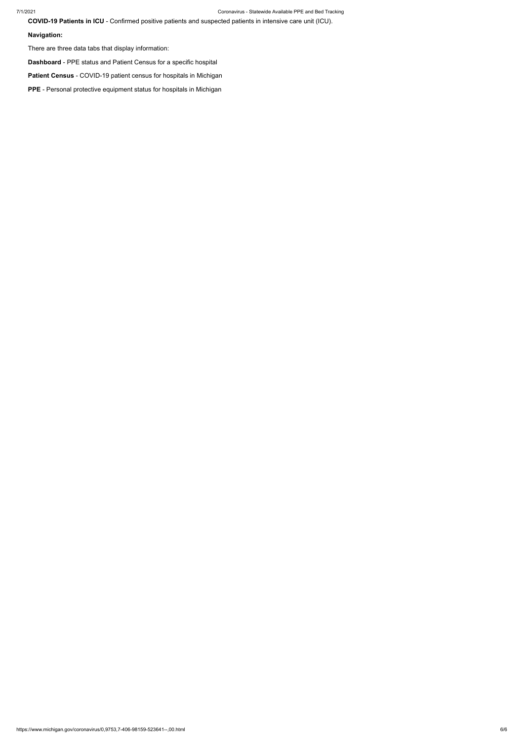**COVID-19 Patients in ICU** - Confirmed positive patients and suspected patients in intensive care unit (ICU).

**Navigation:**

There are three data tabs that display information:

**Dashboard** - PPE status and Patient Census for a specific hospital

**Patient Census** - COVID-19 patient census for hospitals in Michigan

**PPE** - Personal protective equipment status for hospitals in Michigan